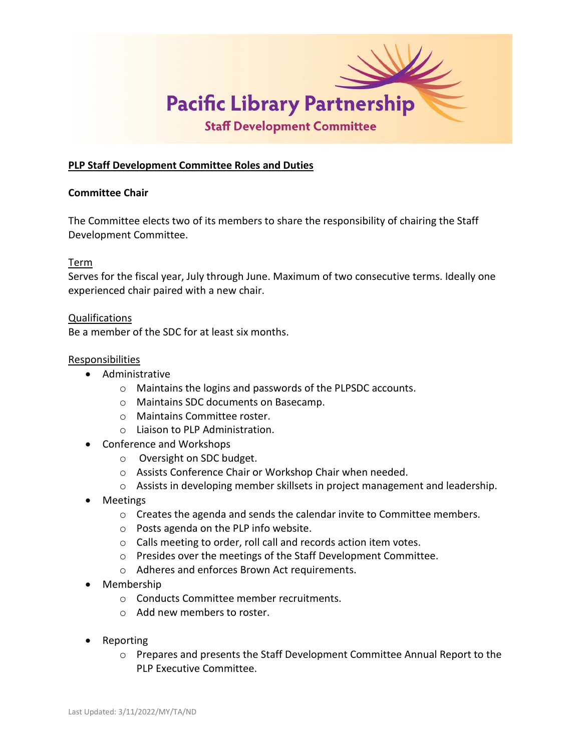# Pacific Library Partnership

## Staff Development Committee

**PLP Staff Development Committee Roles and Duties**

**Committee Chair**

The Committee elects two of its members to share the responsibility of chairing the Staff Development Committee.

Term

Serves for the fiscal year, July through June. Maximum of two consecutive terms. Ideally one experienced chair paired with a new chair.

Qualifications

Be a member of the SDC for at least six months.

Responsibilities

- Administrative
  - Maintains the logins and passwords of the PLPSDC accounts.
  - Maintains SDC documents on Basecamp.
  - Maintains Committee roster.
  - Liaison to PLP Administration.
- Conference and Workshops
  - Oversight on SDC budget.
  - Assists Conference Chair or Workshop Chair when needed.
  - Assists in developing member skillsets in project management and leadership.
- Meetings
  - Creates the agenda and sends the calendar invite to Committee members.
  - Posts agenda on the PLP info website.
  - Calls meeting to order, roll call and records action item votes.
  - Presides over the meetings of the Staff Development Committee.
  - Adheres and enforces Brown Act requirements.
- Membership
  - Conducts Committee member recruitments.
  - Add new members to roster.
- Reporting
  - Prepares and presents the Staff Development Committee Annual Report to the PLP Executive Committee.

Last Updated: 3/11/2022/MY/TA/ND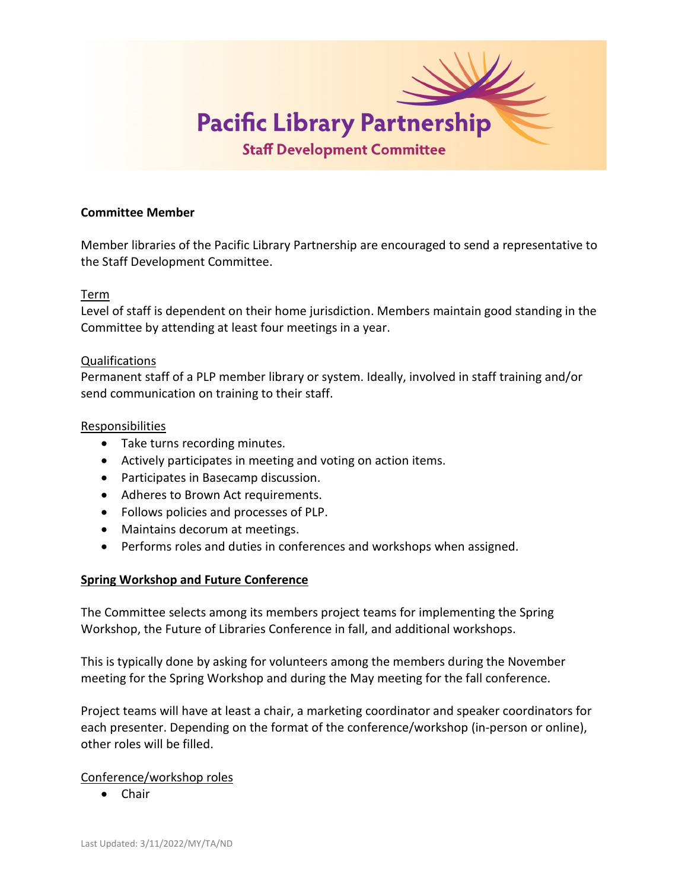**Pacific Library Partnership**

**Staff Development Committee**

**Committee Member**

Member libraries of the Pacific Library Partnership are encouraged to send a representative to the Staff Development Committee.

Term

Level of staff is dependent on their home jurisdiction. Members maintain good standing in the Committee by attending at least four meetings in a year.

Qualifications

Permanent staff of a PLP member library or system. Ideally, involved in staff training and/or send communication on training to their staff.

Responsibilities

- Take turns recording minutes.
- Actively participates in meeting and voting on action items.
- Participates in Basecamp discussion.
- Adheres to Brown Act requirements.
- Follows policies and processes of PLP.
- Maintains decorum at meetings.
- Performs roles and duties in conferences and workshops when assigned.

**Spring Workshop and Future Conference**

The Committee selects among its members project teams for implementing the Spring Workshop, the Future of Libraries Conference in fall, and additional workshops.

This is typically done by asking for volunteers among the members during the November meeting for the Spring Workshop and during the May meeting for the fall conference.

Project teams will have at least a chair, a marketing coordinator and speaker coordinators for each presenter. Depending on the format of the conference/workshop (in-person or online), other roles will be filled.

Conference/workshop roles

- Chair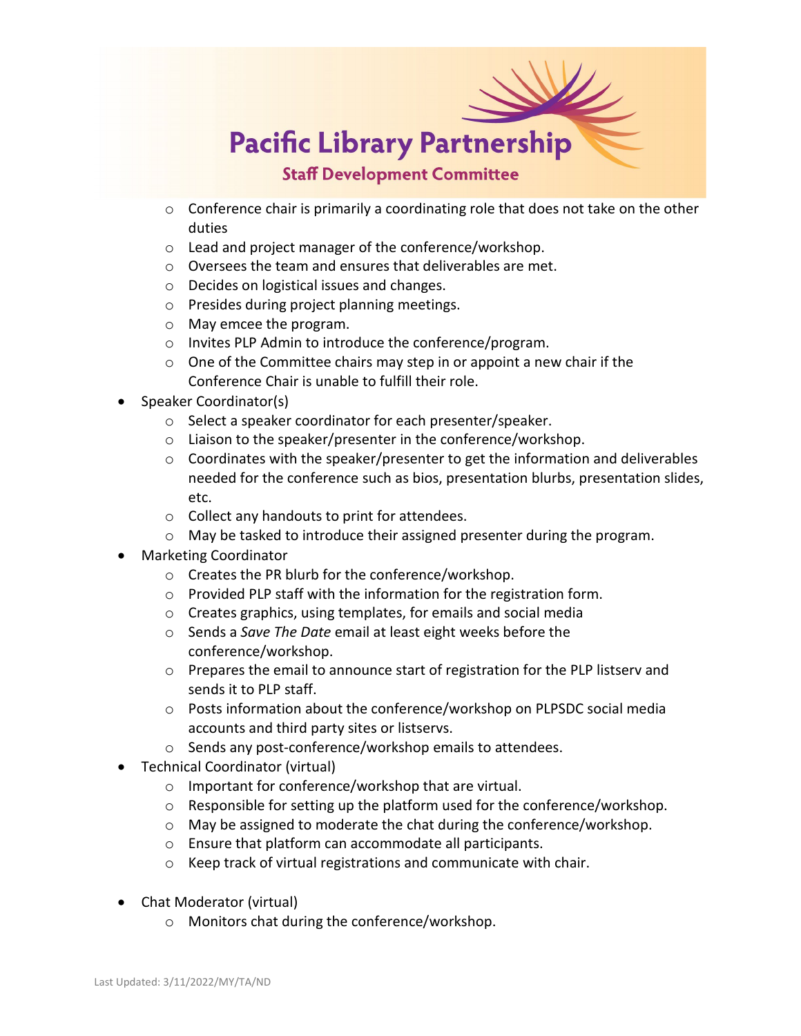- Conference chair is primarily a coordinating role that does not take on the other duties
    - Lead and project manager of the conference/workshop.
    - Oversees the team and ensures that deliverables are met.
    - Decides on logistical issues and changes.
    - Presides during project planning meetings.
    - May emcee the program.
    - Invites PLP Admin to introduce the conference/program.
    - One of the Committee chairs may step in or appoint a new chair if the Conference Chair is unable to fulfill their role.
- Speaker Coordinator(s)
    - Select a speaker coordinator for each presenter/speaker.
    - Liaison to the speaker/presenter in the conference/workshop.
    - Coordinates with the speaker/presenter to get the information and deliverables needed for the conference such as bios, presentation blurbs, presentation slides, etc.
    - Collect any handouts to print for attendees.
    - May be tasked to introduce their assigned presenter during the program.
- Marketing Coordinator
    - Creates the PR blurb for the conference/workshop.
    - Provided PLP staff with the information for the registration form.
    - Creates graphics, using templates, for emails and social media
    - Sends a *Save The Date* email at least eight weeks before the conference/workshop.
    - Prepares the email to announce start of registration for the PLP listserv and sends it to PLP staff.
    - Posts information about the conference/workshop on PLPSDC social media accounts and third party sites or listservs.
    - Sends any post-conference/workshop emails to attendees.
- Technical Coordinator (virtual)
    - Important for conference/workshop that are virtual.
    - Responsible for setting up the platform used for the conference/workshop.
    - May be assigned to moderate the chat during the conference/workshop.
    - Ensure that platform can accommodate all participants.
    - Keep track of virtual registrations and communicate with chair.
- Chat Moderator (virtual)
    - Monitors chat during the conference/workshop.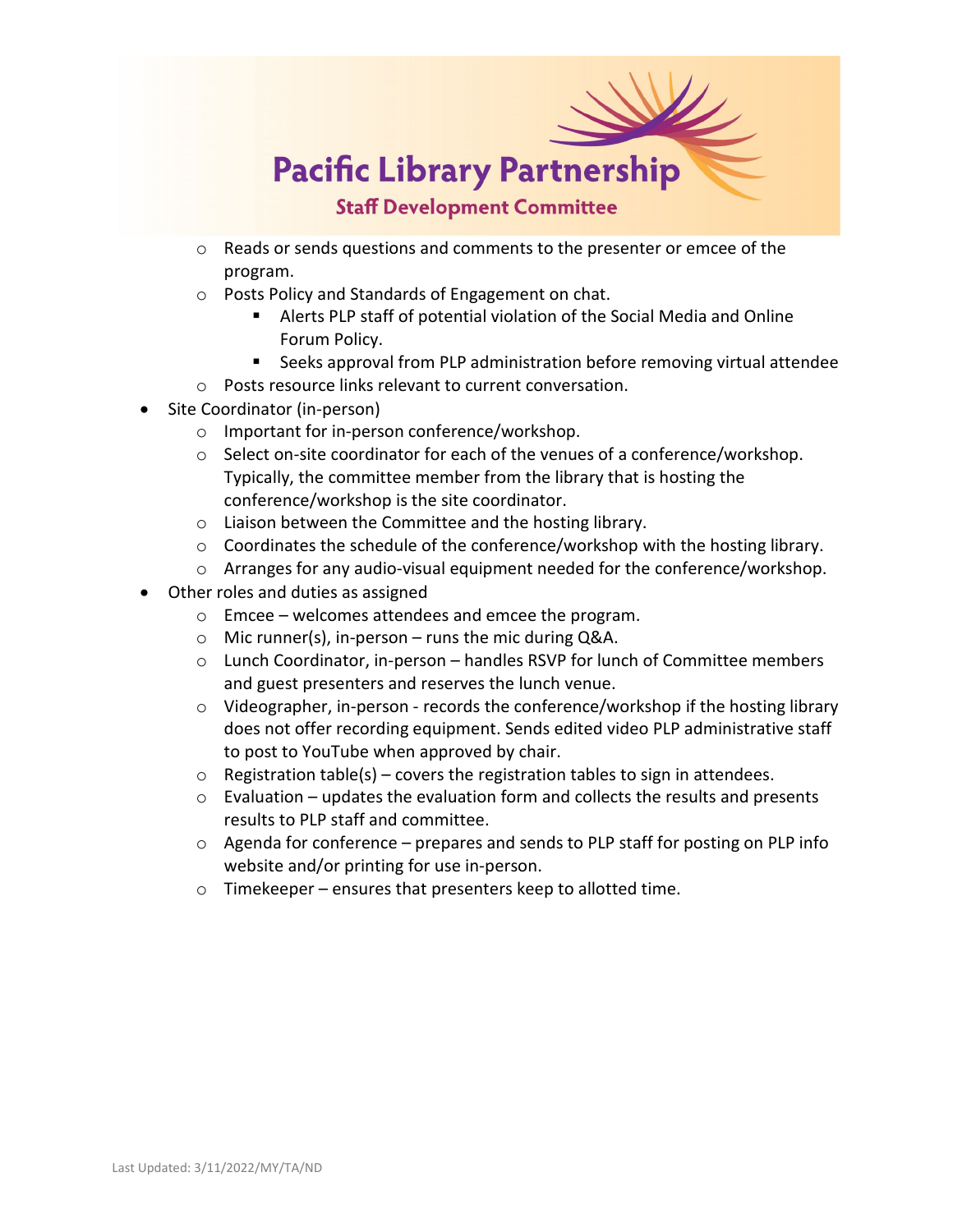- Reads or sends questions and comments to the presenter or emcee of the program.
    - Posts Policy and Standards of Engagement on chat.
        - Alerts PLP staff of potential violation of the Social Media and Online Forum Policy.
        - Seeks approval from PLP administration before removing virtual attendee
    - Posts resource links relevant to current conversation.
- Site Coordinator (in-person)
    - Important for in-person conference/workshop.
    - Select on-site coordinator for each of the venues of a conference/workshop. Typically, the committee member from the library that is hosting the conference/workshop is the site coordinator.
    - Liaison between the Committee and the hosting library.
    - Coordinates the schedule of the conference/workshop with the hosting library.
    - Arranges for any audio-visual equipment needed for the conference/workshop.
- Other roles and duties as assigned
    - Emcee – welcomes attendees and emcee the program.
    - Mic runner(s), in-person – runs the mic during Q&A.
    - Lunch Coordinator, in-person – handles RSVP for lunch of Committee members and guest presenters and reserves the lunch venue.
    - Videographer, in-person - records the conference/workshop if the hosting library does not offer recording equipment. Sends edited video PLP administrative staff to post to YouTube when approved by chair.
    - Registration table(s) – covers the registration tables to sign in attendees.
    - Evaluation – updates the evaluation form and collects the results and presents results to PLP staff and committee.
    - Agenda for conference – prepares and sends to PLP staff for posting on PLP info website and/or printing for use in-person.
    - Timekeeper – ensures that presenters keep to allotted time.